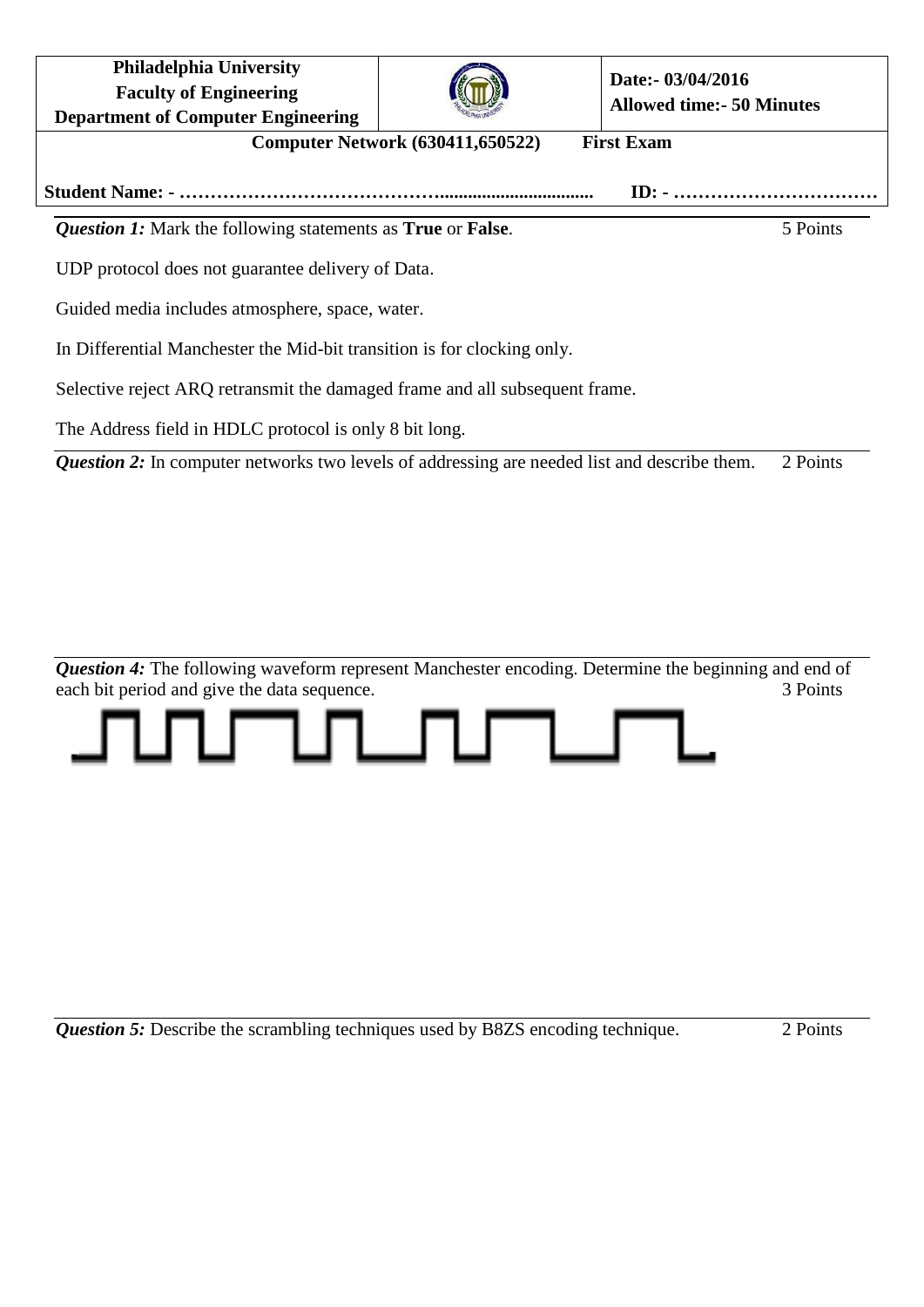| Philadelphia University<br>Faculty of Engineering<br>Department of Computer Engineering | | Date:- 03/04/2016<br>Allowed time:- 50 Minutes |
|---|---|---|

**Computer Network (630411,650522) First Exam**

**Student Name: - ………………………………………………………………… ID: - ……………………………**

***Question 1:*** Mark the following statements as **True** or **False**. 5 Points

UDP protocol does not guarantee delivery of Data.

Guided media includes atmosphere, space, water.

In Differential Manchester the Mid-bit transition is for clocking only.

Selective reject ARQ retransmit the damaged frame and all subsequent frame.

The Address field in HDLC protocol is only 8 bit long.

***Question 2:*** In computer networks two levels of addressing are needed list and describe them. 2 Points

***Question 4:*** The following waveform represent Manchester encoding. Determine the beginning and end of each bit period and give the data sequence. 3 Points

***Question 5:*** Describe the scrambling techniques used by B8ZS encoding technique. 2 Points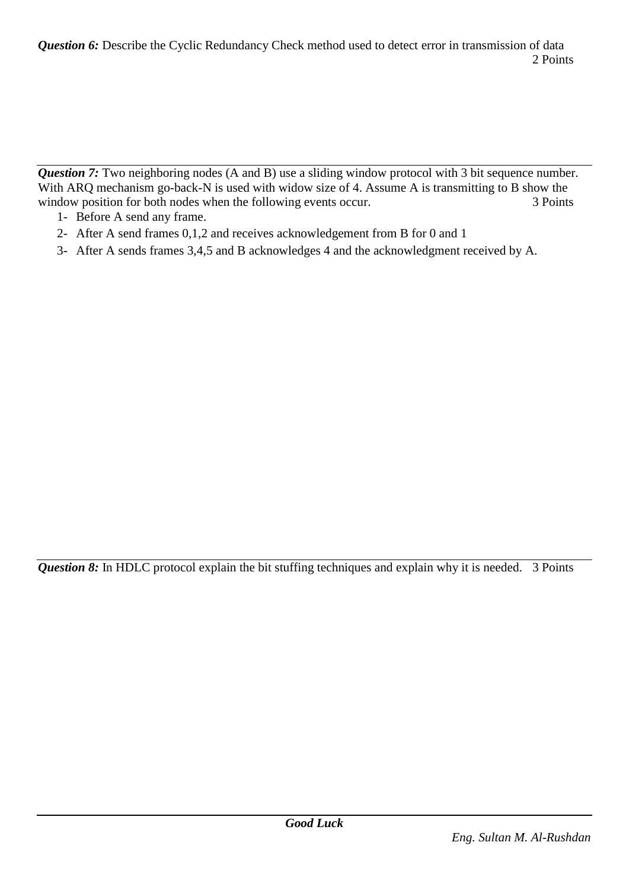***Question 6:*** Describe the Cyclic Redundancy Check method used to detect error in transmission of data
2 Points

---

***Question 7:*** Two neighboring nodes (A and B) use a sliding window protocol with 3 bit sequence number. With ARQ mechanism go-back-N is used with widow size of 4. Assume A is transmitting to B show the window position for both nodes when the following events occur. 3 Points

1- Before A send any frame.

2- After A send frames 0,1,2 and receives acknowledgement from B for 0 and 1

3- After A sends frames 3,4,5 and B acknowledges 4 and the acknowledgment received by A.

---

***Question 8:*** In HDLC protocol explain the bit stuffing techniques and explain why it is needed. 3 Points

---

***Good Luck***

*Eng. Sultan M. Al-Rushdan*